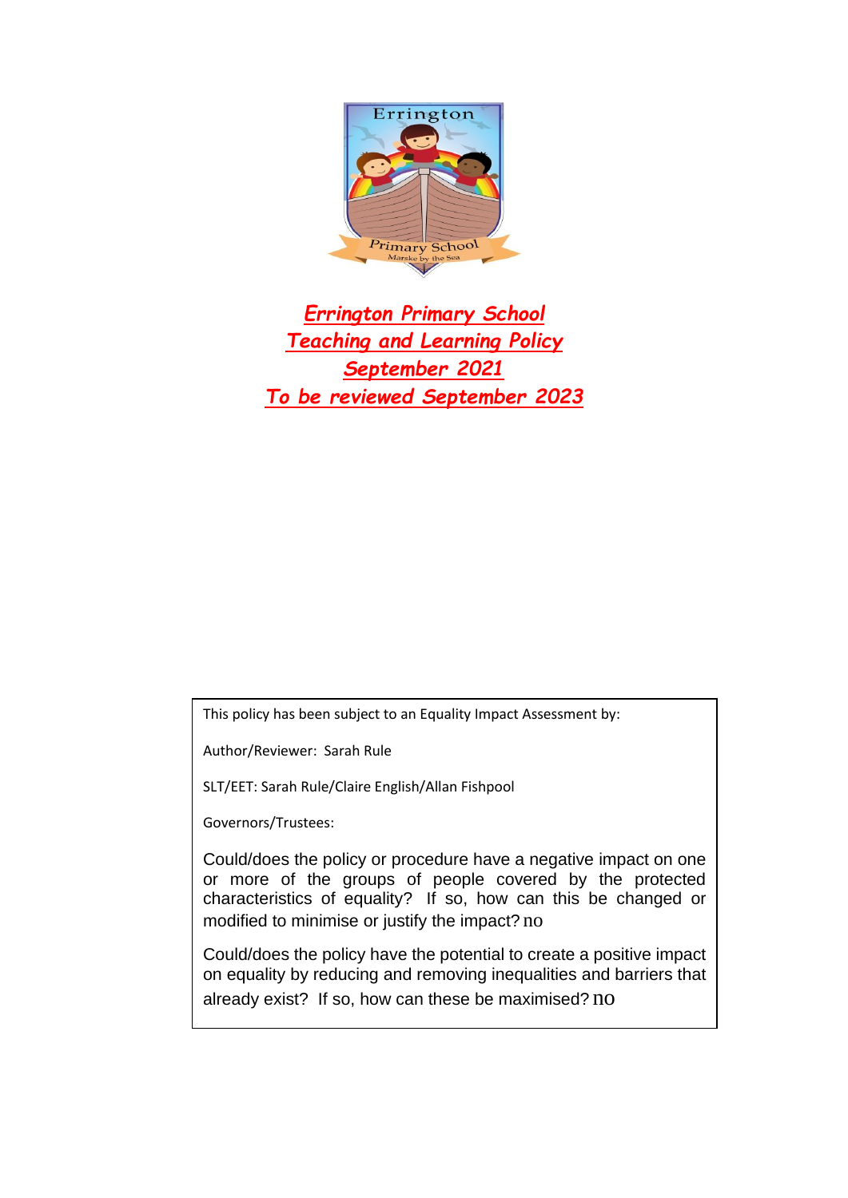# *Errington Primary School*
# *Teaching and Learning Policy*
## *September 2021*
## *To be reviewed September 2023*

This policy has been subject to an Equality Impact Assessment by:

Author/Reviewer: Sarah Rule

SLT/EET: Sarah Rule/Claire English/Allan Fishpool

Governors/Trustees:

Could/does the policy or procedure have a negative impact on one or more of the groups of people covered by the protected characteristics of equality? If so, how can this be changed or modified to minimise or justify the impact? no

Could/does the policy have the potential to create a positive impact on equality by reducing and removing inequalities and barriers that already exist? If so, how can these be maximised? no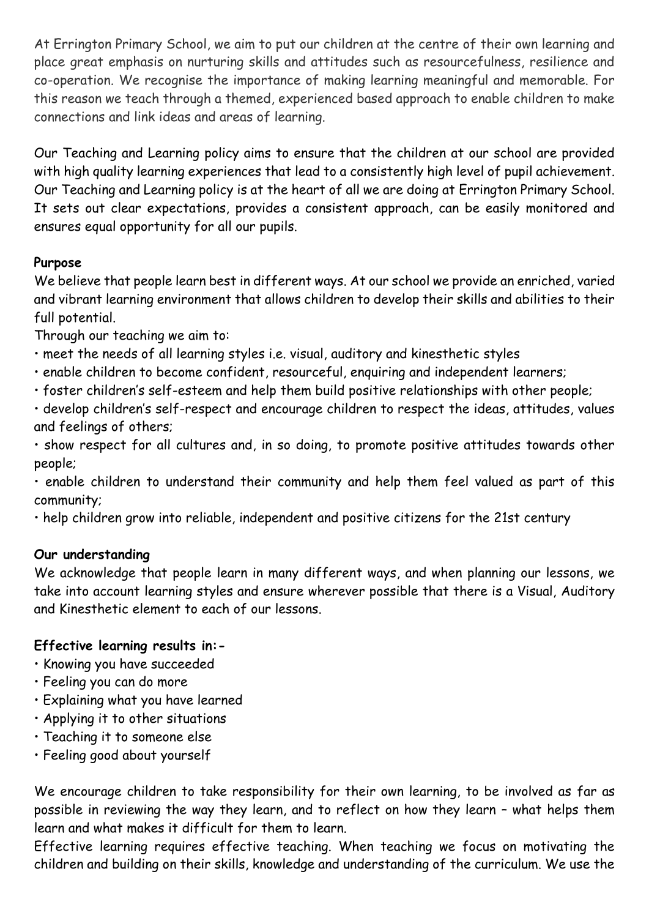At Errington Primary School, we aim to put our children at the centre of their own learning and place great emphasis on nurturing skills and attitudes such as resourcefulness, resilience and co-operation. We recognise the importance of making learning meaningful and memorable. For this reason we teach through a themed, experienced based approach to enable children to make connections and link ideas and areas of learning.

Our Teaching and Learning policy aims to ensure that the children at our school are provided with high quality learning experiences that lead to a consistently high level of pupil achievement. Our Teaching and Learning policy is at the heart of all we are doing at Errington Primary School. It sets out clear expectations, provides a consistent approach, can be easily monitored and ensures equal opportunity for all our pupils.

**Purpose**

We believe that people learn best in different ways. At our school we provide an enriched, varied and vibrant learning environment that allows children to develop their skills and abilities to their full potential.

Through our teaching we aim to:

- meet the needs of all learning styles i.e. visual, auditory and kinesthetic styles
- enable children to become confident, resourceful, enquiring and independent learners;
- foster children's self-esteem and help them build positive relationships with other people;
- develop children's self-respect and encourage children to respect the ideas, attitudes, values and feelings of others;
- show respect for all cultures and, in so doing, to promote positive attitudes towards other people;
- enable children to understand their community and help them feel valued as part of this community;
- help children grow into reliable, independent and positive citizens for the 21st century

**Our understanding**

We acknowledge that people learn in many different ways, and when planning our lessons, we take into account learning styles and ensure wherever possible that there is a Visual, Auditory and Kinesthetic element to each of our lessons.

**Effective learning results in:-**

- Knowing you have succeeded
- Feeling you can do more
- Explaining what you have learned
- Applying it to other situations
- Teaching it to someone else
- Feeling good about yourself

We encourage children to take responsibility for their own learning, to be involved as far as possible in reviewing the way they learn, and to reflect on how they learn – what helps them learn and what makes it difficult for them to learn.

Effective learning requires effective teaching. When teaching we focus on motivating the children and building on their skills, knowledge and understanding of the curriculum. We use the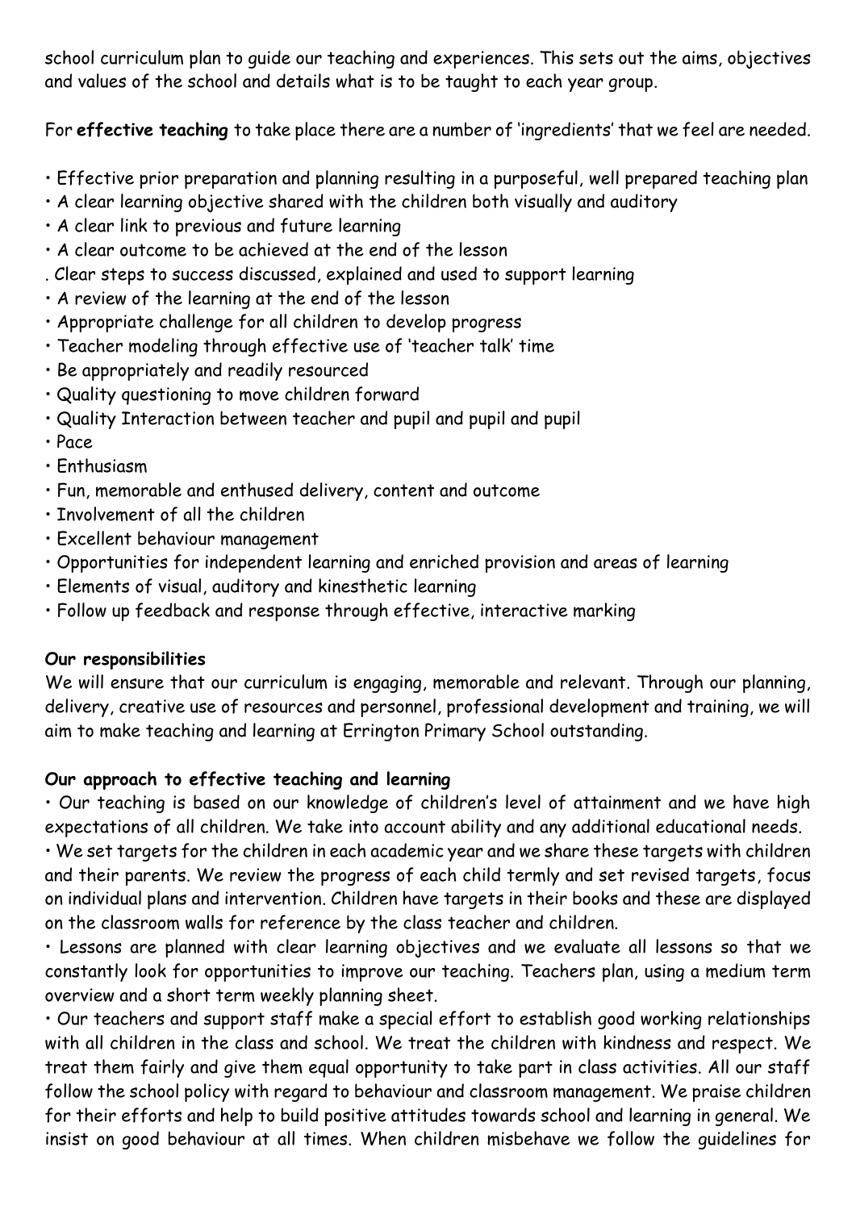school curriculum plan to guide our teaching and experiences. This sets out the aims, objectives and values of the school and details what is to be taught to each year group.

For **effective teaching** to take place there are a number of 'ingredients' that we feel are needed.

- Effective prior preparation and planning resulting in a purposeful, well prepared teaching plan
- A clear learning objective shared with the children both visually and auditory
- A clear link to previous and future learning
- A clear outcome to be achieved at the end of the lesson
- Clear steps to success discussed, explained and used to support learning
- A review of the learning at the end of the lesson
- Appropriate challenge for all children to develop progress
- Teacher modeling through effective use of 'teacher talk' time
- Be appropriately and readily resourced
- Quality questioning to move children forward
- Quality Interaction between teacher and pupil and pupil and pupil
- Pace
- Enthusiasm
- Fun, memorable and enthused delivery, content and outcome
- Involvement of all the children
- Excellent behaviour management
- Opportunities for independent learning and enriched provision and areas of learning
- Elements of visual, auditory and kinesthetic learning
- Follow up feedback and response through effective, interactive marking

**Our responsibilities**

We will ensure that our curriculum is engaging, memorable and relevant. Through our planning, delivery, creative use of resources and personnel, professional development and training, we will aim to make teaching and learning at Errington Primary School outstanding.

**Our approach to effective teaching and learning**

- Our teaching is based on our knowledge of children's level of attainment and we have high expectations of all children. We take into account ability and any additional educational needs.
- We set targets for the children in each academic year and we share these targets with children and their parents. We review the progress of each child termly and set revised targets, focus on individual plans and intervention. Children have targets in their books and these are displayed on the classroom walls for reference by the class teacher and children.
- Lessons are planned with clear learning objectives and we evaluate all lessons so that we constantly look for opportunities to improve our teaching. Teachers plan, using a medium term overview and a short term weekly planning sheet.
- Our teachers and support staff make a special effort to establish good working relationships with all children in the class and school. We treat the children with kindness and respect. We treat them fairly and give them equal opportunity to take part in class activities. All our staff follow the school policy with regard to behaviour and classroom management. We praise children for their efforts and help to build positive attitudes towards school and learning in general. We insist on good behaviour at all times. When children misbehave we follow the guidelines for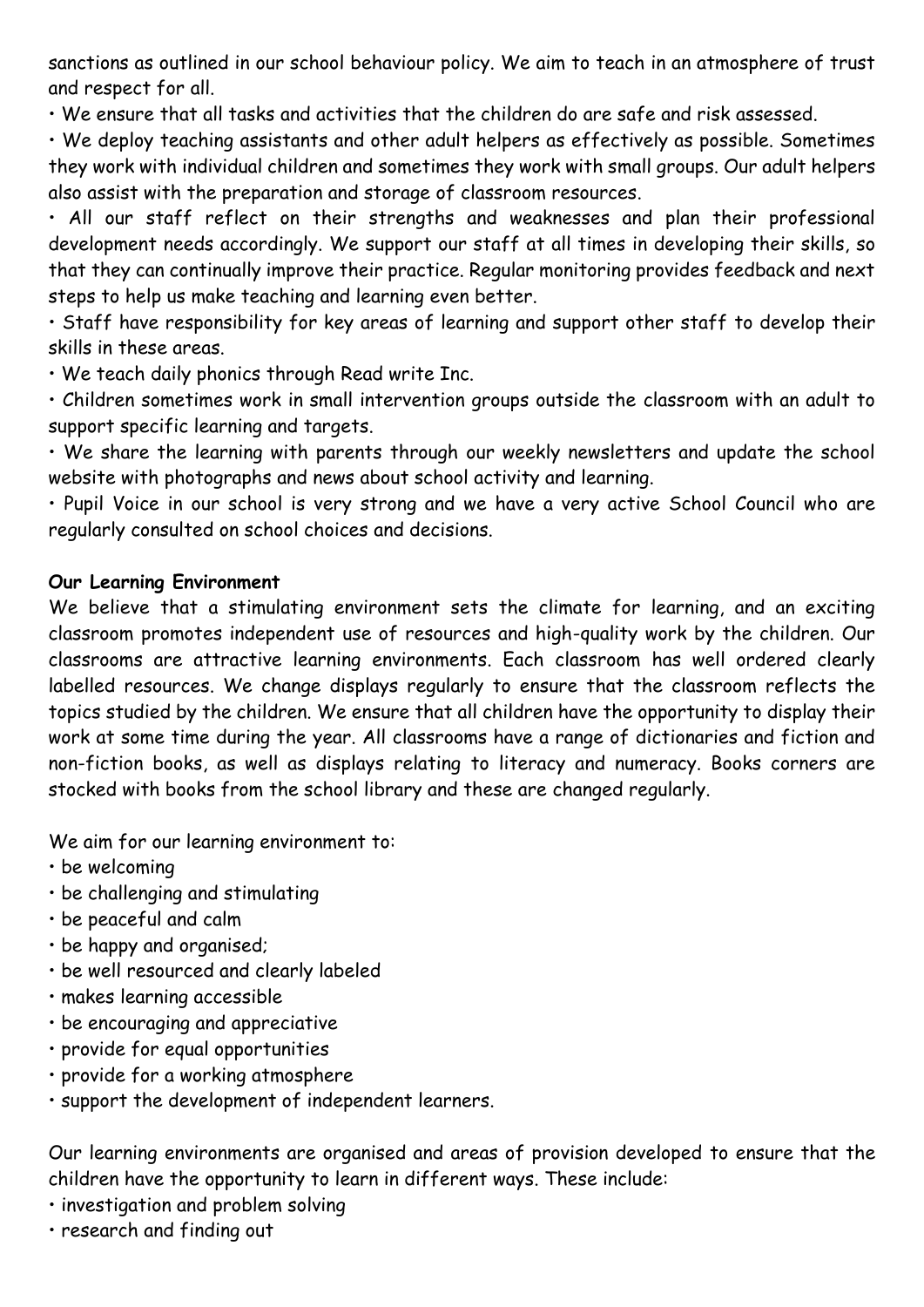sanctions as outlined in our school behaviour policy. We aim to teach in an atmosphere of trust and respect for all.

- We ensure that all tasks and activities that the children do are safe and risk assessed.
- We deploy teaching assistants and other adult helpers as effectively as possible. Sometimes they work with individual children and sometimes they work with small groups. Our adult helpers also assist with the preparation and storage of classroom resources.
- All our staff reflect on their strengths and weaknesses and plan their professional development needs accordingly. We support our staff at all times in developing their skills, so that they can continually improve their practice. Regular monitoring provides feedback and next steps to help us make teaching and learning even better.
- Staff have responsibility for key areas of learning and support other staff to develop their skills in these areas.
- We teach daily phonics through Read write Inc.
- Children sometimes work in small intervention groups outside the classroom with an adult to support specific learning and targets.
- We share the learning with parents through our weekly newsletters and update the school website with photographs and news about school activity and learning.
- Pupil Voice in our school is very strong and we have a very active School Council who are regularly consulted on school choices and decisions.

**Our Learning Environment**

We believe that a stimulating environment sets the climate for learning, and an exciting classroom promotes independent use of resources and high-quality work by the children. Our classrooms are attractive learning environments. Each classroom has well ordered clearly labelled resources. We change displays regularly to ensure that the classroom reflects the topics studied by the children. We ensure that all children have the opportunity to display their work at some time during the year. All classrooms have a range of dictionaries and fiction and non-fiction books, as well as displays relating to literacy and numeracy. Books corners are stocked with books from the school library and these are changed regularly.

We aim for our learning environment to:

- be welcoming
- be challenging and stimulating
- be peaceful and calm
- be happy and organised;
- be well resourced and clearly labeled
- makes learning accessible
- be encouraging and appreciative
- provide for equal opportunities
- provide for a working atmosphere
- support the development of independent learners.

Our learning environments are organised and areas of provision developed to ensure that the children have the opportunity to learn in different ways. These include:

- investigation and problem solving
- research and finding out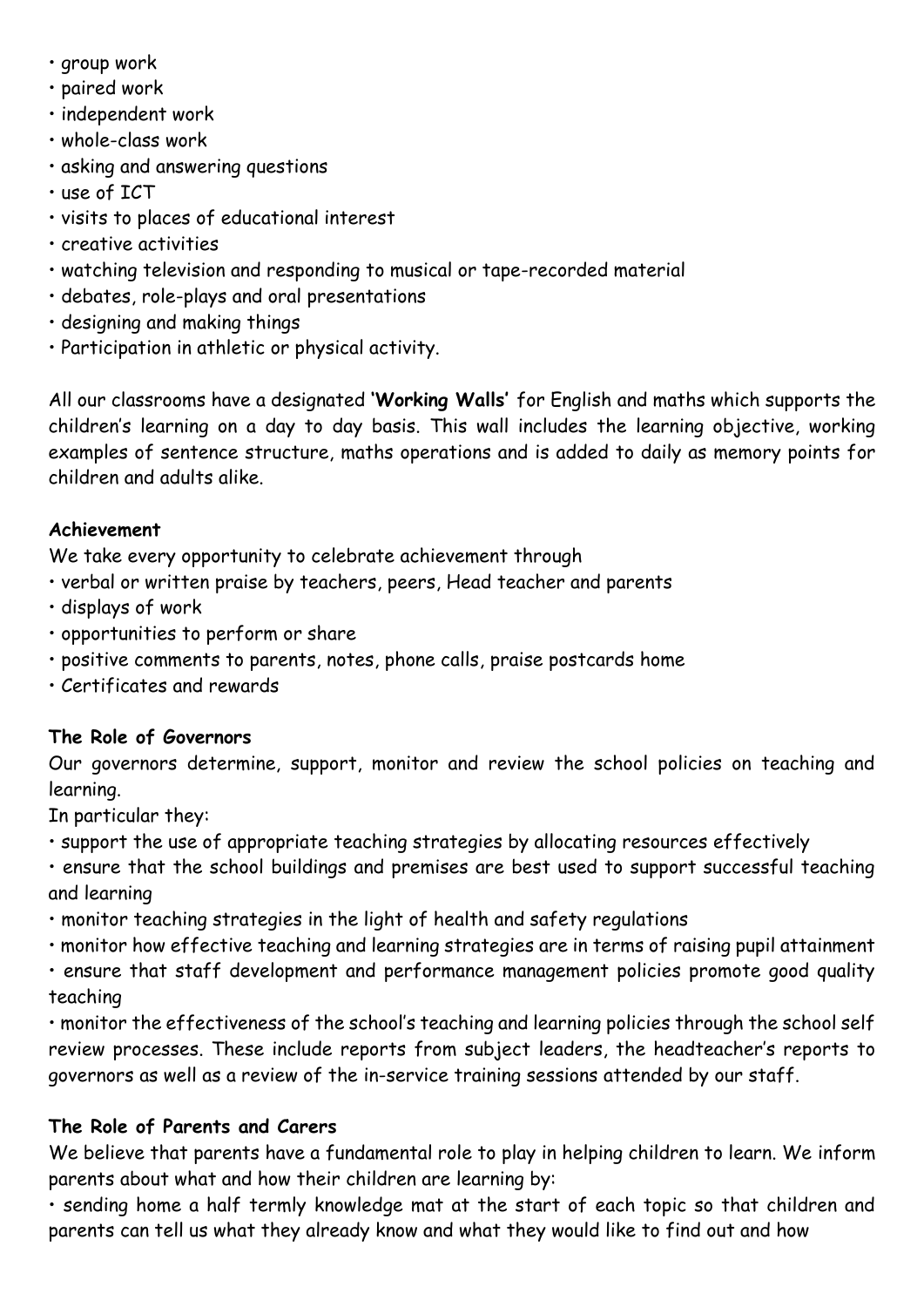- group work
- paired work
- independent work
- whole-class work
- asking and answering questions
- use of ICT
- visits to places of educational interest
- creative activities
- watching television and responding to musical or tape-recorded material
- debates, role-plays and oral presentations
- designing and making things
- Participation in athletic or physical activity.

All our classrooms have a designated **'Working Walls'** for English and maths which supports the children's learning on a day to day basis. This wall includes the learning objective, working examples of sentence structure, maths operations and is added to daily as memory points for children and adults alike.

**Achievement**

We take every opportunity to celebrate achievement through

- verbal or written praise by teachers, peers, Head teacher and parents
- displays of work
- opportunities to perform or share
- positive comments to parents, notes, phone calls, praise postcards home
- Certificates and rewards

**The Role of Governors**

Our governors determine, support, monitor and review the school policies on teaching and learning.

In particular they:

- support the use of appropriate teaching strategies by allocating resources effectively
- ensure that the school buildings and premises are best used to support successful teaching and learning
- monitor teaching strategies in the light of health and safety regulations
- monitor how effective teaching and learning strategies are in terms of raising pupil attainment
- ensure that staff development and performance management policies promote good quality teaching
- monitor the effectiveness of the school's teaching and learning policies through the school self review processes. These include reports from subject leaders, the headteacher's reports to governors as well as a review of the in-service training sessions attended by our staff.

**The Role of Parents and Carers**

We believe that parents have a fundamental role to play in helping children to learn. We inform parents about what and how their children are learning by:

- sending home a half termly knowledge mat at the start of each topic so that children and parents can tell us what they already know and what they would like to find out and how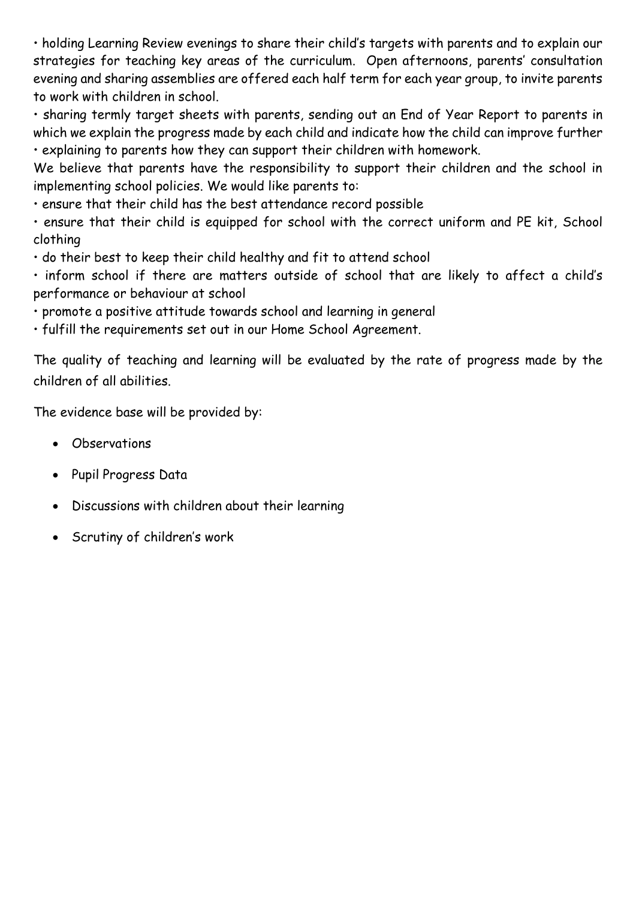• holding Learning Review evenings to share their child's targets with parents and to explain our strategies for teaching key areas of the curriculum. Open afternoons, parents' consultation evening and sharing assemblies are offered each half term for each year group, to invite parents to work with children in school.

• sharing termly target sheets with parents, sending out an End of Year Report to parents in which we explain the progress made by each child and indicate how the child can improve further

• explaining to parents how they can support their children with homework.

We believe that parents have the responsibility to support their children and the school in implementing school policies. We would like parents to:

• ensure that their child has the best attendance record possible

• ensure that their child is equipped for school with the correct uniform and PE kit, School clothing

• do their best to keep their child healthy and fit to attend school

• inform school if there are matters outside of school that are likely to affect a child's performance or behaviour at school

• promote a positive attitude towards school and learning in general

• fulfill the requirements set out in our Home School Agreement.

The quality of teaching and learning will be evaluated by the rate of progress made by the children of all abilities.

The evidence base will be provided by:

- Observations
- Pupil Progress Data
- Discussions with children about their learning
- Scrutiny of children's work